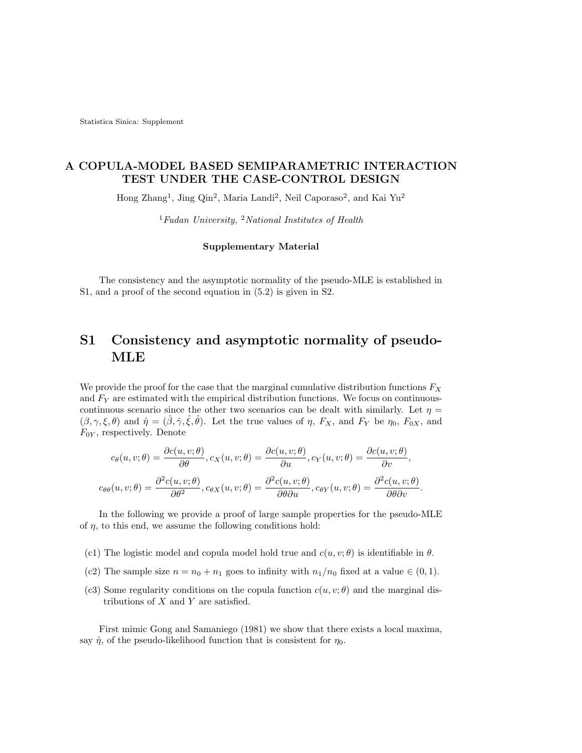Statistica Sinica: Supplement

# A COPULA-MODEL BASED SEMIPARAMETRIC INTERACTION TEST UNDER THE CASE-CONTROL DESIGN

Hong Zhang[1], Jing Qin[2], Maria Landi[2], Neil Caporaso[2], and Kai Yu[2]

[1]*Fudan University,* [2]*National Institutes of Health*

**Supplementary Material**

The consistency and the asymptotic normality of the pseudo-MLE is established in S1, and a proof of the second equation in (5.2) is given in S2.

## S1 Consistency and asymptotic normality of pseudo-MLE

We provide the proof for the case that the marginal cumulative distribution functions $F_X$ and $F_Y$ are estimated with the empirical distribution functions. We focus on continuous-continuous scenario since the other two scenarios can be dealt with similarly. Let $\eta = (\beta, \gamma, \xi, \theta)$ and $\hat{\eta} = (\hat{\beta}, \hat{\gamma}, \hat{\xi}, \hat{\theta})$. Let the true values of $\eta$, $F_X$, and $F_Y$ be $\eta_0$, $F_{0X}$, and $F_{0Y}$, respectively. Denote

$$c_\theta(u, v; \theta) = \frac{\partial c(u, v; \theta)}{\partial \theta}, c_X(u, v; \theta) = \frac{\partial c(u, v; \theta)}{\partial u}, c_Y(u, v; \theta) = \frac{\partial c(u, v; \theta)}{\partial v},$$

$$c_{\theta\theta}(u, v; \theta) = \frac{\partial^2 c(u, v; \theta)}{\partial \theta^2}, c_{\theta X}(u, v; \theta) = \frac{\partial^2 c(u, v; \theta)}{\partial \theta \partial u}, c_{\theta Y}(u, v; \theta) = \frac{\partial^2 c(u, v; \theta)}{\partial \theta \partial v}.$$

In the following we provide a proof of large sample properties for the pseudo-MLE of $\eta$, to this end, we assume the following conditions hold:

(c1) The logistic model and copula model hold true and $c(u, v; \theta)$ is identifiable in $\theta$.

(c2) The sample size $n = n_0 + n_1$ goes to infinity with $n_1/n_0$ fixed at a value $\in (0, 1)$.

(c3) Some regularity conditions on the copula function $c(u, v; \theta)$ and the marginal distributions of $X$ and $Y$ are satisfied.

First mimic Gong and Samaniego (1981) we show that there exists a local maxima, say $\hat{\eta}$, of the pseudo-likelihood function that is consistent for $\eta_0$.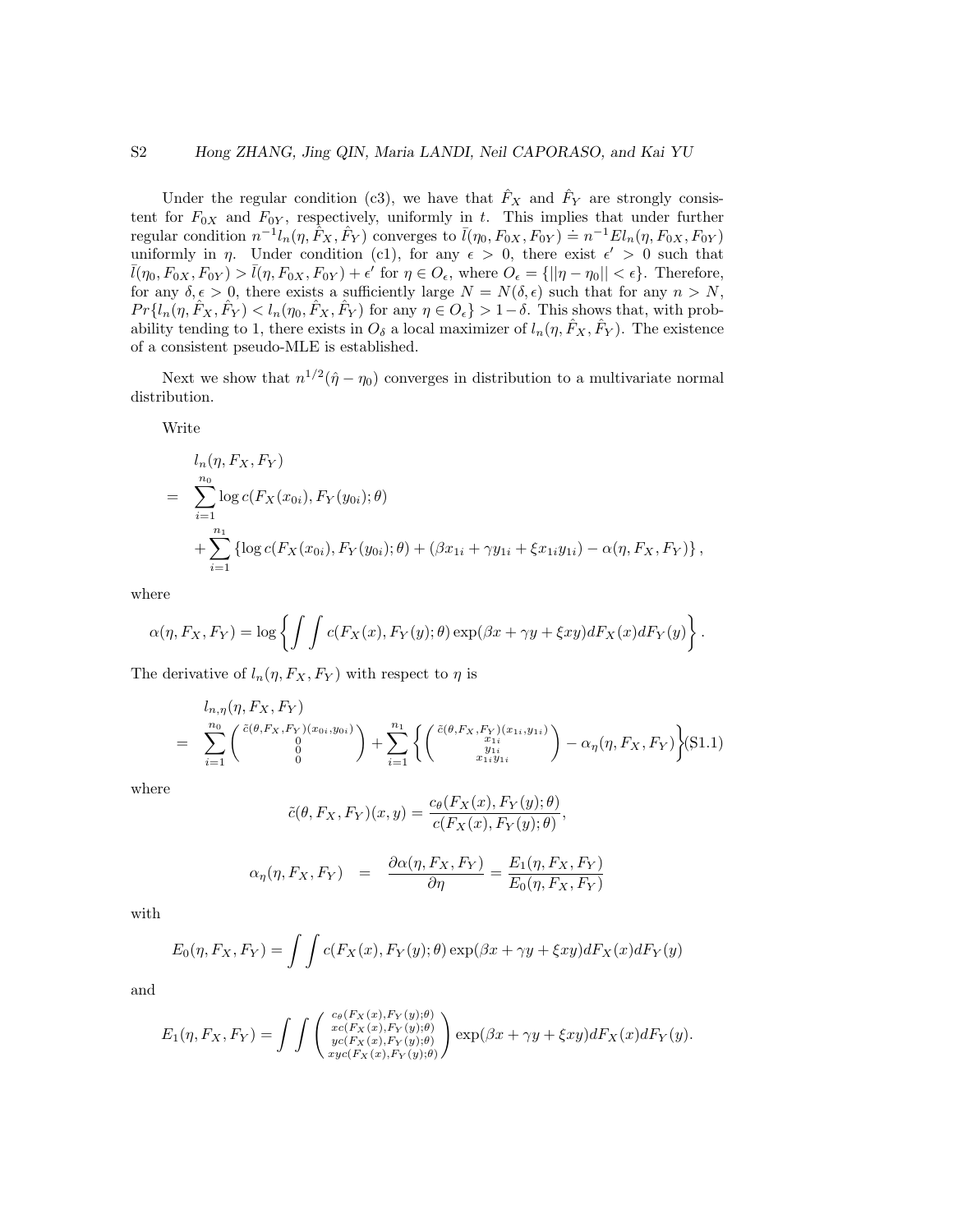Under the regular condition (c3), we have that $\hat{F}_X$ and $\hat{F}_Y$ are strongly consistent for $F_{0X}$ and $F_{0Y}$, respectively, uniformly in $t$. This implies that under further regular condition $n^{-1}l_n(\eta, \hat{F}_X, \hat{F}_Y)$ converges to $\bar{l}(\eta_0, F_{0X}, F_{0Y}) \doteq n^{-1}El_n(\eta, F_{0X}, F_{0Y})$ uniformly in $\eta$. Under condition (c1), for any $\epsilon > 0$, there exist $\epsilon' > 0$ such that $\bar{l}(\eta_0, F_{0X}, F_{0Y}) > \bar{l}(\eta, F_{0X}, F_{0Y}) + \epsilon'$ for $\eta \in O_\epsilon$, where $O_\epsilon = \{||\eta - \eta_0|| < \epsilon\}$. Therefore, for any $\delta, \epsilon > 0$, there exists a sufficiently large $N = N(\delta, \epsilon)$ such that for any $n > N$, $Pr\{l_n(\eta, \hat{F}_X, \hat{F}_Y) < l_n(\eta_0, \hat{F}_X, \hat{F}_Y)$ for any $\eta \in O_\epsilon\} > 1 - \delta$. This shows that, with probability tending to 1, there exists in $O_\delta$ a local maximizer of $l_n(\eta, \hat{F}_X, \hat{F}_Y)$. The existence of a consistent pseudo-MLE is established.

Next we show that $n^{1/2}(\hat{\eta} - \eta_0)$ converges in distribution to a multivariate normal distribution.

Write

$$
\begin{aligned}
& l_n(\eta, F_X, F_Y) \\
= \; & \sum_{i=1}^{n_0} \log c(F_X(x_{0i}), F_Y(y_{0i}); \theta) \\
& + \sum_{i=1}^{n_1} \left\{ \log c(F_X(x_{0i}), F_Y(y_{0i}); \theta) + (\beta x_{1i} + \gamma y_{1i} + \xi x_{1i} y_{1i}) - \alpha(\eta, F_X, F_Y) \right\},
\end{aligned}
$$

where

$$
\alpha(\eta, F_X, F_Y) = \log \left\{ \int \int c(F_X(x), F_Y(y); \theta) \exp(\beta x + \gamma y + \xi xy) dF_X(x) dF_Y(y) \right\}.
$$

The derivative of $l_n(\eta, F_X, F_Y)$ with respect to $\eta$ is

$$
\begin{aligned}
& l_{n,\eta}(\eta, F_X, F_Y) \\
= \; & \sum_{i=1}^{n_0} \begin{pmatrix} \tilde{c}(\theta, F_X, F_Y)(x_{0i}, y_{0i}) \\ 0 \\ 0 \\ 0 \end{pmatrix} + \sum_{i=1}^{n_1} \left\{ \begin{pmatrix} \tilde{c}(\theta, F_X, F_Y)(x_{1i}, y_{1i}) \\ x_{1i} \\ y_{1i} \\ x_{1i} y_{1i} \end{pmatrix} - \alpha_\eta(\eta, F_X, F_Y) \right\}, \quad \text{(S1.1)}
\end{aligned}
$$

where

$$
\tilde{c}(\theta, F_X, F_Y)(x, y) = \frac{c_\theta(F_X(x), F_Y(y); \theta)}{c(F_X(x), F_Y(y); \theta)},
$$

$$
\alpha_\eta(\eta, F_X, F_Y) \quad = \quad \frac{\partial \alpha(\eta, F_X, F_Y)}{\partial \eta} = \frac{E_1(\eta, F_X, F_Y)}{E_0(\eta, F_X, F_Y)}
$$

with

$$
E_0(\eta, F_X, F_Y) = \int \int c(F_X(x), F_Y(y); \theta) \exp(\beta x + \gamma y + \xi xy) dF_X(x) dF_Y(y)
$$

and

$$
E_1(\eta, F_X, F_Y) = \int \int \begin{pmatrix} c_\theta(F_X(x), F_Y(y); \theta) \\ xc(F_X(x), F_Y(y); \theta) \\ yc(F_X(x), F_Y(y); \theta) \\ xyc(F_X(x), F_Y(y); \theta) \end{pmatrix} \exp(\beta x + \gamma y + \xi xy) dF_X(x) dF_Y(y).
$$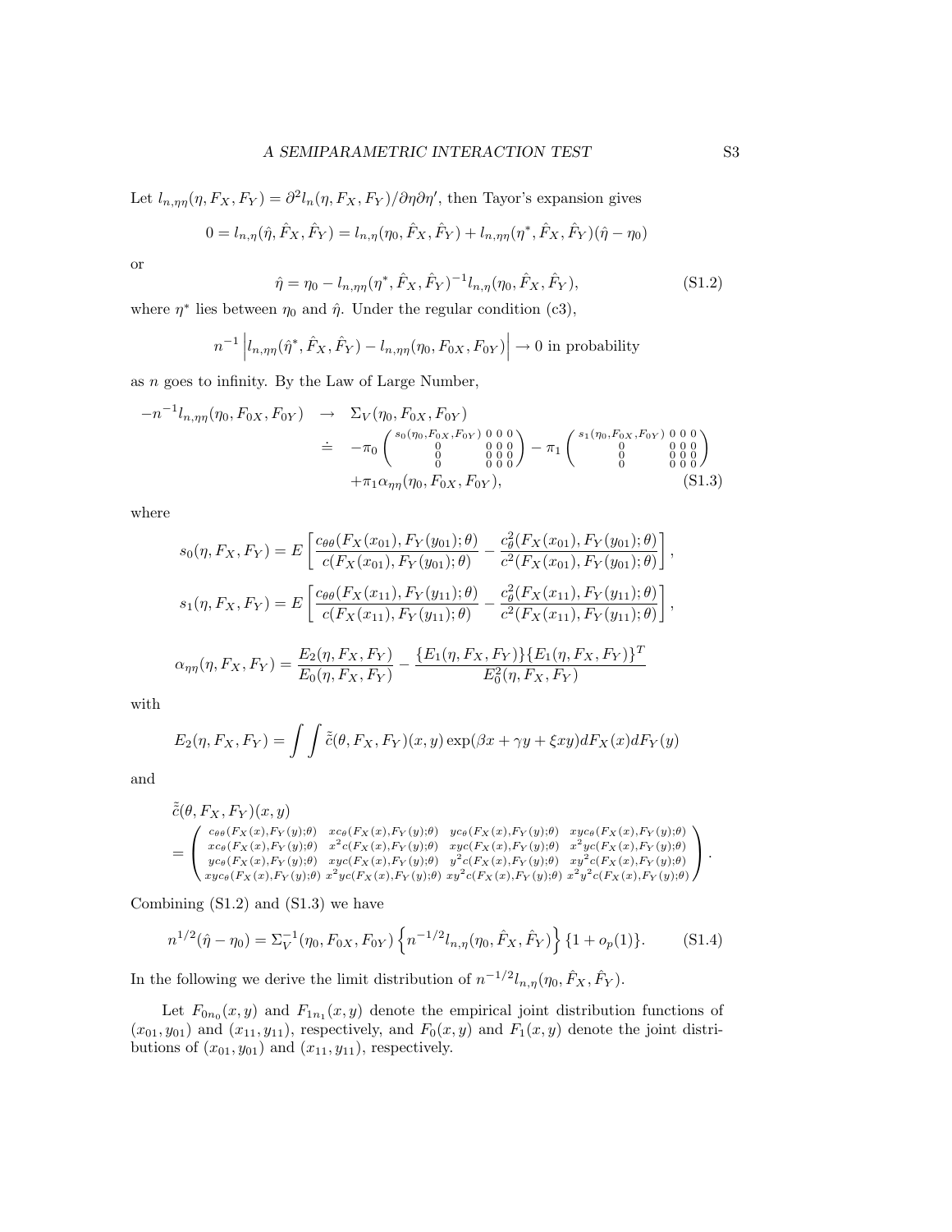Let $l_{n,\eta\eta}(\eta, F_X, F_Y) = \partial^2 l_n(\eta, F_X, F_Y)/\partial\eta\partial\eta'$, then Tayor's expansion gives

$$0 = l_{n,\eta}(\hat{\eta}, \hat{F}_X, \hat{F}_Y) = l_{n,\eta}(\eta_0, \hat{F}_X, \hat{F}_Y) + l_{n,\eta\eta}(\eta^*, \hat{F}_X, \hat{F}_Y)(\hat{\eta} - \eta_0)$$

or

$$\hat{\eta} = \eta_0 - l_{n,\eta\eta}(\eta^*, \hat{F}_X, \hat{F}_Y)^{-1} l_{n,\eta}(\eta_0, \hat{F}_X, \hat{F}_Y), \tag{S1.2}$$

where $\eta^*$ lies between $\eta_0$ and $\hat{\eta}$. Under the regular condition (c3),

$$n^{-1}\left| l_{n,\eta\eta}(\hat{\eta}^*, \hat{F}_X, \hat{F}_Y) - l_{n,\eta\eta}(\eta_0, F_{0X}, F_{0Y}) \right| \to 0 \text{ in probability}$$

as $n$ goes to infinity. By the Law of Large Number,

$$\begin{aligned}
-n^{-1} l_{n,\eta\eta}(\eta_0, F_{0X}, F_{0Y}) &\to \Sigma_V(\eta_0, F_{0X}, F_{0Y}) \\
&\doteq -\pi_0 \begin{pmatrix} s_0(\eta_0,F_{0X},F_{0Y}) & 0 & 0 & 0 \\ 0 & 0 & 0 & 0 \\ 0 & 0 & 0 & 0 \\ 0 & 0 & 0 & 0 \end{pmatrix} - \pi_1 \begin{pmatrix} s_1(\eta_0,F_{0X},F_{0Y}) & 0 & 0 & 0 \\ 0 & 0 & 0 & 0 \\ 0 & 0 & 0 & 0 \\ 0 & 0 & 0 & 0 \end{pmatrix} \\
&\quad + \pi_1 \alpha_{\eta\eta}(\eta_0, F_{0X}, F_{0Y}),
\end{aligned} \tag{S1.3}$$

where

$$s_0(\eta, F_X, F_Y) = E\left[ \frac{c_{\theta\theta}(F_X(x_{01}), F_Y(y_{01}); \theta)}{c(F_X(x_{01}), F_Y(y_{01}); \theta)} - \frac{c_\theta^2(F_X(x_{01}), F_Y(y_{01}); \theta)}{c^2(F_X(x_{01}), F_Y(y_{01}); \theta)} \right],$$

$$s_1(\eta, F_X, F_Y) = E\left[ \frac{c_{\theta\theta}(F_X(x_{11}), F_Y(y_{11}); \theta)}{c(F_X(x_{11}), F_Y(y_{11}); \theta)} - \frac{c_\theta^2(F_X(x_{11}), F_Y(y_{11}); \theta)}{c^2(F_X(x_{11}), F_Y(y_{11}); \theta)} \right],$$

$$\alpha_{\eta\eta}(\eta, F_X, F_Y) = \frac{E_2(\eta, F_X, F_Y)}{E_0(\eta, F_X, F_Y)} - \frac{\{E_1(\eta, F_X, F_Y)\}\{E_1(\eta, F_X, F_Y)\}^T}{E_0^2(\eta, F_X, F_Y)}$$

with

$$E_2(\eta, F_X, F_Y) = \int\int \tilde{\tilde{c}}(\theta, F_X, F_Y)(x, y) \exp(\beta x + \gamma y + \xi xy) dF_X(x) dF_Y(y)$$

and

$$\begin{aligned}
&\tilde{\tilde{c}}(\theta, F_X, F_Y)(x, y) \\
&= \begin{pmatrix} c_{\theta\theta}(F_X(x),F_Y(y);\theta) & xc_\theta(F_X(x),F_Y(y);\theta) & yc_\theta(F_X(x),F_Y(y);\theta) & xyc_\theta(F_X(x),F_Y(y);\theta) \\ xc_\theta(F_X(x),F_Y(y);\theta) & x^2c(F_X(x),F_Y(y);\theta) & xyc(F_X(x),F_Y(y);\theta) & x^2yc(F_X(x),F_Y(y);\theta) \\ yc_\theta(F_X(x),F_Y(y);\theta) & xyc(F_X(x),F_Y(y);\theta) & y^2c(F_X(x),F_Y(y);\theta) & xy^2c(F_X(x),F_Y(y);\theta) \\ xyc_\theta(F_X(x),F_Y(y);\theta) & x^2yc(F_X(x),F_Y(y);\theta) & xy^2c(F_X(x),F_Y(y);\theta) & x^2y^2c(F_X(x),F_Y(y);\theta) \end{pmatrix}.
\end{aligned}$$

Combining (S1.2) and (S1.3) we have

$$n^{1/2}(\hat{\eta} - \eta_0) = \Sigma_V^{-1}(\eta_0, F_{0X}, F_{0Y}) \left\{ n^{-1/2} l_{n,\eta}(\eta_0, \hat{F}_X, \hat{F}_Y) \right\} \{1 + o_p(1)\}. \tag{S1.4}$$

In the following we derive the limit distribution of $n^{-1/2} l_{n,\eta}(\eta_0, \hat{F}_X, \hat{F}_Y)$.

Let $F_{0n_0}(x, y)$ and $F_{1n_1}(x, y)$ denote the empirical joint distribution functions of $(x_{01}, y_{01})$ and $(x_{11}, y_{11})$, respectively, and $F_0(x, y)$ and $F_1(x, y)$ denote the joint distributions of $(x_{01}, y_{01})$ and $(x_{11}, y_{11})$, respectively.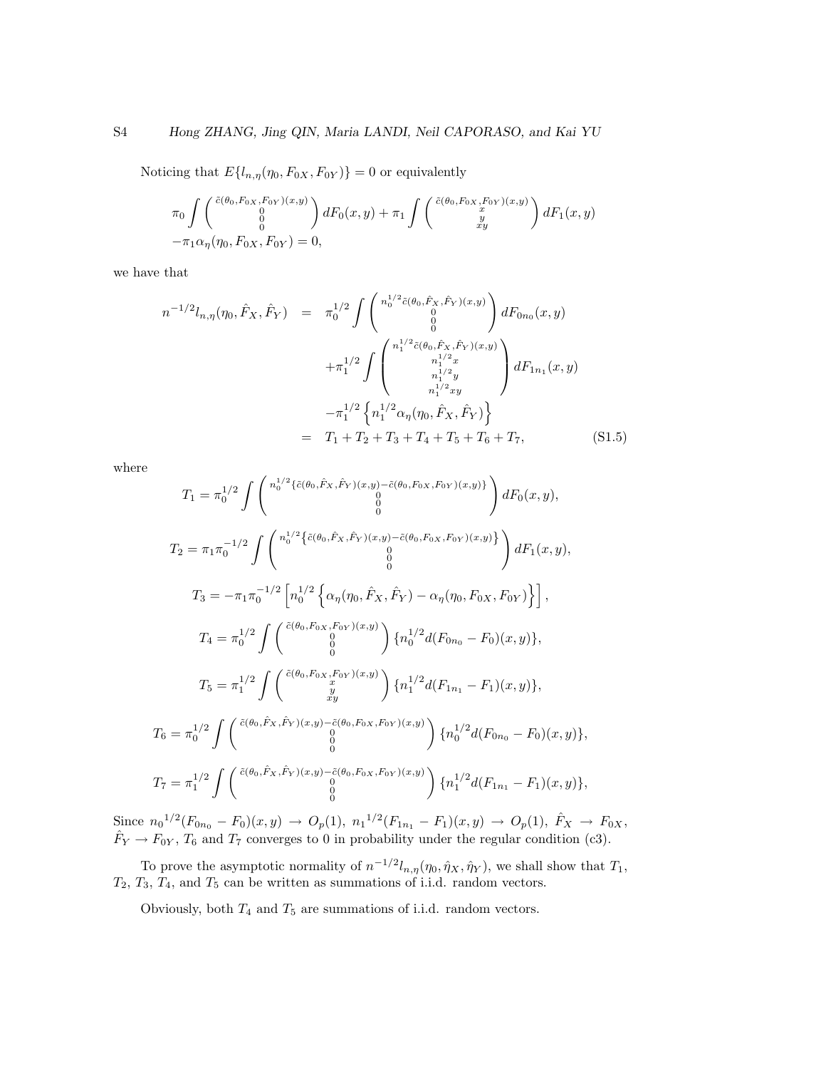Noticing that $E\{l_{n,\eta}(\eta_0, F_{0X}, F_{0Y})\} = 0$ or equivalently

$$
\pi_0 \int \begin{pmatrix} \tilde{c}(\theta_0,F_{0X},F_{0Y})(x,y) \\ 0 \\ 0 \\ 0 \end{pmatrix} dF_0(x,y) + \pi_1 \int \begin{pmatrix} \tilde{c}(\theta_0,F_{0X},F_{0Y})(x,y) \\ x \\ y \\ xy \end{pmatrix} dF_1(x,y)
$$
$$
-\pi_1 \alpha_\eta(\eta_0, F_{0X}, F_{0Y}) = 0,
$$

we have that

$$
\begin{aligned}
n^{-1/2} l_{n,\eta}(\eta_0, \hat{F}_X, \hat{F}_Y) &= \pi_0^{1/2} \int \begin{pmatrix} n_0^{1/2}\tilde{c}(\theta_0,\hat{F}_X,\hat{F}_Y)(x,y) \\ 0 \\ 0 \\ 0 \end{pmatrix} dF_{0n_0}(x,y) \\
&\quad + \pi_1^{1/2} \int \begin{pmatrix} n_1^{1/2}\tilde{c}(\theta_0,\hat{F}_X,\hat{F}_Y)(x,y) \\ n_1^{1/2}x \\ n_1^{1/2}y \\ n_1^{1/2}xy \end{pmatrix} dF_{1n_1}(x,y) \\
&\quad - \pi_1^{1/2} \left\{ n_1^{1/2} \alpha_\eta(\eta_0, \hat{F}_X, \hat{F}_Y) \right\} \\
&= T_1 + T_2 + T_3 + T_4 + T_5 + T_6 + T_7, \qquad \text{(S1.5)}
\end{aligned}
$$

where

$$
T_1 = \pi_0^{1/2} \int \begin{pmatrix} n_0^{1/2}\{\tilde{c}(\theta_0,\hat{F}_X,\hat{F}_Y)(x,y) - \tilde{c}(\theta_0,F_{0X},F_{0Y})(x,y)\} \\ 0 \\ 0 \\ 0 \end{pmatrix} dF_0(x,y),
$$

$$
T_2 = \pi_1 \pi_0^{-1/2} \int \begin{pmatrix} n_0^{1/2}\{\tilde{c}(\theta_0,\hat{F}_X,\hat{F}_Y)(x,y) - \tilde{c}(\theta_0,F_{0X},F_{0Y})(x,y)\} \\ 0 \\ 0 \\ 0 \end{pmatrix} dF_1(x,y),
$$

$$
T_3 = -\pi_1 \pi_0^{-1/2} \left[ n_0^{1/2} \left\{ \alpha_\eta(\eta_0, \hat{F}_X, \hat{F}_Y) - \alpha_\eta(\eta_0, F_{0X}, F_{0Y}) \right\} \right],
$$

$$
T_4 = \pi_0^{1/2} \int \begin{pmatrix} \tilde{c}(\theta_0,F_{0X},F_{0Y})(x,y) \\ 0 \\ 0 \\ 0 \end{pmatrix} \{ n_0^{1/2} d(F_{0n_0} - F_0)(x,y) \},
$$

$$
T_5 = \pi_1^{1/2} \int \begin{pmatrix} \tilde{c}(\theta_0,F_{0X},F_{0Y})(x,y) \\ x \\ y \\ xy \end{pmatrix} \{ n_1^{1/2} d(F_{1n_1} - F_1)(x,y) \},
$$

$$
T_6 = \pi_0^{1/2} \int \begin{pmatrix} \tilde{c}(\theta_0,\hat{F}_X,\hat{F}_Y)(x,y) - \tilde{c}(\theta_0,F_{0X},F_{0Y})(x,y) \\ 0 \\ 0 \\ 0 \end{pmatrix} \{ n_0^{1/2} d(F_{0n_0} - F_0)(x,y) \},
$$

$$
T_7 = \pi_1^{1/2} \int \begin{pmatrix} \tilde{c}(\theta_0,\hat{F}_X,\hat{F}_Y)(x,y) - \tilde{c}(\theta_0,F_{0X},F_{0Y})(x,y) \\ 0 \\ 0 \\ 0 \end{pmatrix} \{ n_1^{1/2} d(F_{1n_1} - F_1)(x,y) \},
$$

Since ${n_0}^{1/2}(F_{0n_0} - F_0)(x,y) \to O_p(1)$, ${n_1}^{1/2}(F_{1n_1} - F_1)(x,y) \to O_p(1)$, $\hat{F}_X \to F_{0X}$, $\hat{F}_Y \to F_{0Y}$, $T_6$ and $T_7$ converges to 0 in probability under the regular condition (c3).

To prove the asymptotic normality of $n^{-1/2} l_{n,\eta}(\eta_0, \hat{\eta}_X, \hat{\eta}_Y)$, we shall show that $T_1$, $T_2$, $T_3$, $T_4$, and $T_5$ can be written as summations of i.i.d. random vectors.

Obviously, both $T_4$ and $T_5$ are summations of i.i.d. random vectors.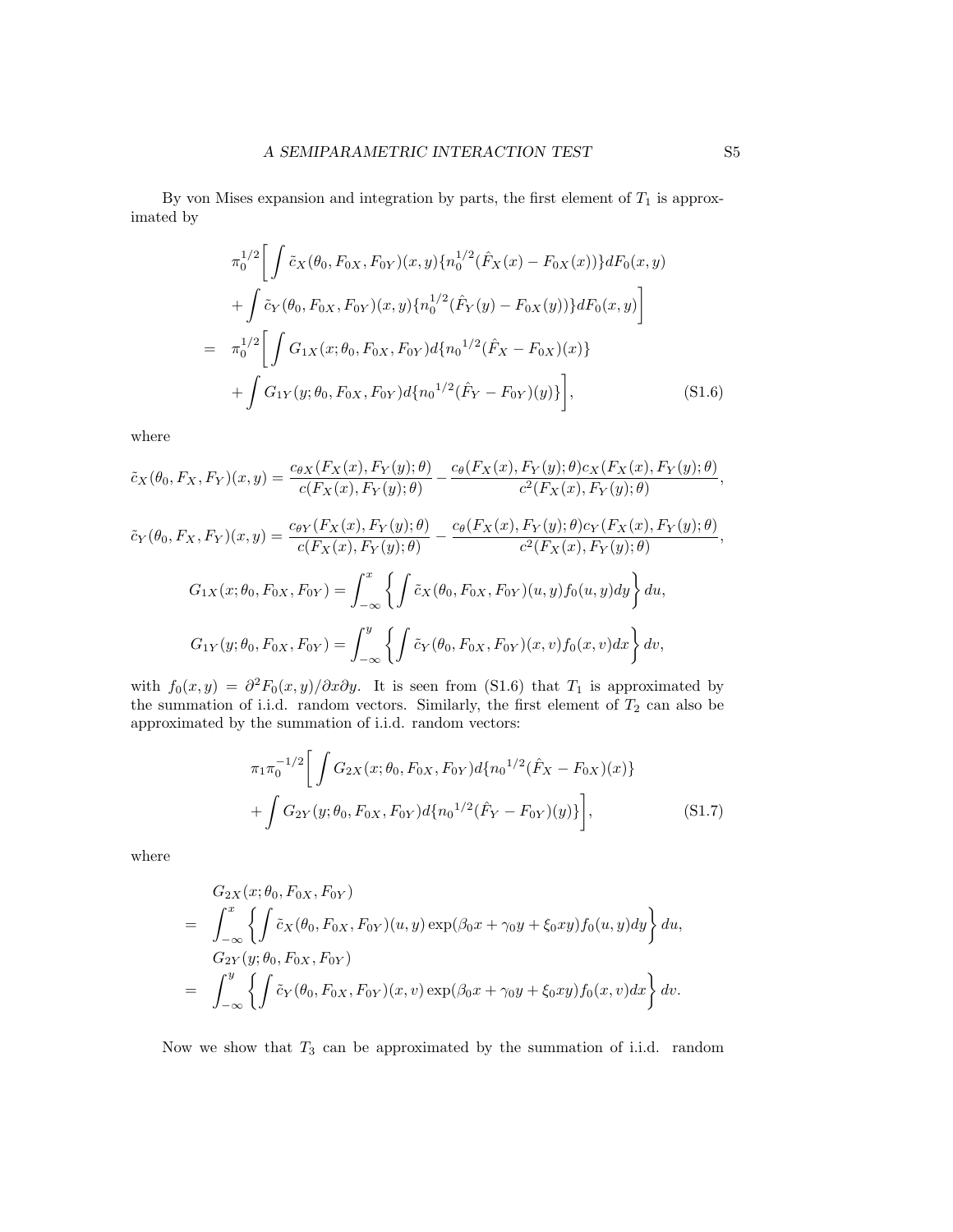By von Mises expansion and integration by parts, the first element of $T_1$ is approximated by

$$
\begin{aligned}
&\pi_0^{1/2}\bigg[\int \tilde{c}_X(\theta_0, F_{0X}, F_{0Y})(x,y)\{n_0^{1/2}(\hat{F}_X(x) - F_{0X}(x))\}dF_0(x,y) \\
&+ \int \tilde{c}_Y(\theta_0, F_{0X}, F_{0Y})(x,y)\{n_0^{1/2}(\hat{F}_Y(y) - F_{0X}(y))\}dF_0(x,y)\bigg] \\
= \;& \pi_0^{1/2}\bigg[\int G_{1X}(x;\theta_0, F_{0X}, F_{0Y})d\{{n_0}^{1/2}(\hat{F}_X - F_{0X})(x)\} \\
&+ \int G_{1Y}(y;\theta_0, F_{0X}, F_{0Y})d\{{n_0}^{1/2}(\hat{F}_Y - F_{0Y})(y)\}\bigg], \qquad \text{(S1.6)}
\end{aligned}
$$

where

$$
\tilde{c}_X(\theta_0, F_X, F_Y)(x,y) = \frac{c_{\theta X}(F_X(x), F_Y(y);\theta)}{c(F_X(x), F_Y(y);\theta)} - \frac{c_\theta(F_X(x), F_Y(y);\theta)c_X(F_X(x), F_Y(y);\theta)}{c^2(F_X(x), F_Y(y);\theta)},
$$

$$
\tilde{c}_Y(\theta_0, F_X, F_Y)(x,y) = \frac{c_{\theta Y}(F_X(x), F_Y(y);\theta)}{c(F_X(x), F_Y(y);\theta)} - \frac{c_\theta(F_X(x), F_Y(y);\theta)c_Y(F_X(x), F_Y(y);\theta)}{c^2(F_X(x), F_Y(y);\theta)},
$$

$$
G_{1X}(x;\theta_0, F_{0X}, F_{0Y}) = \int_{-\infty}^{x}\left\{\int \tilde{c}_X(\theta_0, F_{0X}, F_{0Y})(u,y)f_0(u,y)dy\right\}du,
$$

$$
G_{1Y}(y;\theta_0, F_{0X}, F_{0Y}) = \int_{-\infty}^{y}\left\{\int \tilde{c}_Y(\theta_0, F_{0X}, F_{0Y})(x,v)f_0(x,v)dx\right\}dv,
$$

with $f_0(x,y) = \partial^2 F_0(x,y)/\partial x \partial y$. It is seen from (S1.6) that $T_1$ is approximated by the summation of i.i.d. random vectors. Similarly, the first element of $T_2$ can also be approximated by the summation of i.i.d. random vectors:

$$
\begin{aligned}
&\pi_1\pi_0^{-1/2}\bigg[\int G_{2X}(x;\theta_0, F_{0X}, F_{0Y})d\{{n_0}^{1/2}(\hat{F}_X - F_{0X})(x)\} \\
&+ \int G_{2Y}(y;\theta_0, F_{0X}, F_{0Y})d\{{n_0}^{1/2}(\hat{F}_Y - F_{0Y})(y)\}\bigg], \qquad \text{(S1.7)}
\end{aligned}
$$

where

$$
\begin{aligned}
&G_{2X}(x;\theta_0, F_{0X}, F_{0Y}) \\
= \;& \int_{-\infty}^{x}\left\{\int \tilde{c}_X(\theta_0, F_{0X}, F_{0Y})(u,y)\exp(\beta_0 x + \gamma_0 y + \xi_0 xy)f_0(u,y)dy\right\}du, \\
&G_{2Y}(y;\theta_0, F_{0X}, F_{0Y}) \\
= \;& \int_{-\infty}^{y}\left\{\int \tilde{c}_Y(\theta_0, F_{0X}, F_{0Y})(x,v)\exp(\beta_0 x + \gamma_0 y + \xi_0 xy)f_0(x,v)dx\right\}dv.
\end{aligned}
$$

Now we show that $T_3$ can be approximated by the summation of i.i.d. random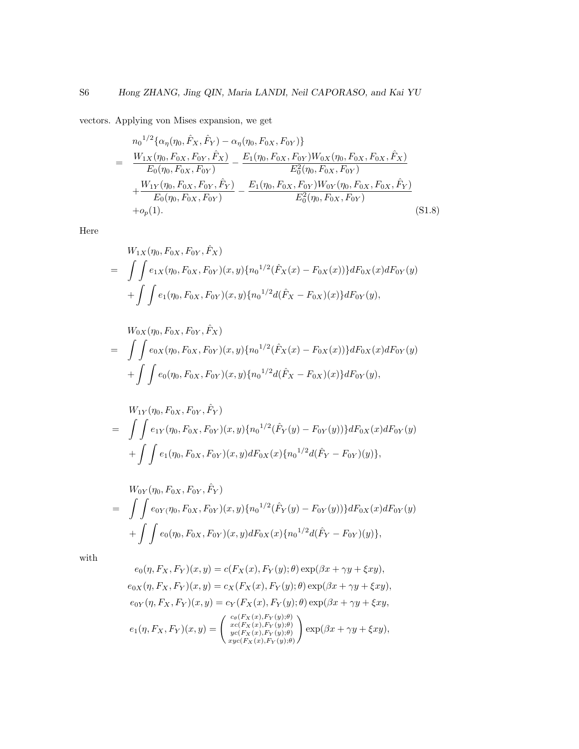vectors. Applying von Mises expansion, we get

$$
\begin{aligned}
& {n_0}^{1/2}\{\alpha_\eta(\eta_0, \hat{F}_X, \hat{F}_Y) - \alpha_\eta(\eta_0, F_{0X}, F_{0Y})\} \\
= \quad & \frac{W_{1X}(\eta_0, F_{0X}, F_{0Y}, \hat{F}_X)}{E_0(\eta_0, F_{0X}, F_{0Y})} - \frac{E_1(\eta_0, F_{0X}, F_{0Y}) W_{0X}(\eta_0, F_{0X}, F_{0X}, \hat{F}_X)}{E_0^2(\eta_0, F_{0X}, F_{0Y})} \\
& + \frac{W_{1Y}(\eta_0, F_{0X}, F_{0Y}, \hat{F}_Y)}{E_0(\eta_0, F_{0X}, F_{0Y})} - \frac{E_1(\eta_0, F_{0X}, F_{0Y}) W_{0Y}(\eta_0, F_{0X}, F_{0X}, \hat{F}_Y)}{E_0^2(\eta_0, F_{0X}, F_{0Y})} \\
& + o_p(1).
\end{aligned}
\tag{S1.8}
$$

Here

$$
\begin{aligned}
& W_{1X}(\eta_0, F_{0X}, F_{0Y}, \hat{F}_X) \\
= \quad & \int\int e_{1X}(\eta_0, F_{0X}, F_{0Y})(x, y)\{{n_0}^{1/2}(\hat{F}_X(x) - F_{0X}(x))\} dF_{0X}(x) dF_{0Y}(y) \\
& + \int\int e_1(\eta_0, F_{0X}, F_{0Y})(x, y)\{{n_0}^{1/2} d(\hat{F}_X - F_{0X})(x)\} dF_{0Y}(y),
\end{aligned}
$$

$$
\begin{aligned}
& W_{0X}(\eta_0, F_{0X}, F_{0Y}, \hat{F}_X) \\
= \quad & \int\int e_{0X}(\eta_0, F_{0X}, F_{0Y})(x, y)\{{n_0}^{1/2}(\hat{F}_X(x) - F_{0X}(x))\} dF_{0X}(x) dF_{0Y}(y) \\
& + \int\int e_0(\eta_0, F_{0X}, F_{0Y})(x, y)\{{n_0}^{1/2} d(\hat{F}_X - F_{0X})(x)\} dF_{0Y}(y),
\end{aligned}
$$

$$
\begin{aligned}
& W_{1Y}(\eta_0, F_{0X}, F_{0Y}, \hat{F}_Y) \\
= \quad & \int\int e_{1Y}(\eta_0, F_{0X}, F_{0Y})(x, y)\{{n_0}^{1/2}(\hat{F}_Y(y) - F_{0Y}(y))\} dF_{0X}(x) dF_{0Y}(y) \\
& + \int\int e_1(\eta_0, F_{0X}, F_{0Y})(x, y) dF_{0X}(x)\{{n_0}^{1/2} d(\hat{F}_Y - F_{0Y})(y)\},
\end{aligned}
$$

$$
\begin{aligned}
& W_{0Y}(\eta_0, F_{0X}, F_{0Y}, \hat{F}_Y) \\
= \quad & \int\int e_{0Y(}\eta_0, F_{0X}, F_{0Y})(x, y)\{{n_0}^{1/2}(\hat{F}_Y(y) - F_{0Y}(y))\} dF_{0X}(x) dF_{0Y}(y) \\
& + \int\int e_0(\eta_0, F_{0X}, F_{0Y})(x, y) dF_{0X}(x)\{{n_0}^{1/2} d(\hat{F}_Y - F_{0Y})(y)\},
\end{aligned}
$$

with

$$
\begin{aligned}
e_0(\eta, F_X, F_Y)(x, y) &= c(F_X(x), F_Y(y); \theta)\exp(\beta x + \gamma y + \xi xy), \\
e_{0X}(\eta, F_X, F_Y)(x, y) &= c_X(F_X(x), F_Y(y); \theta)\exp(\beta x + \gamma y + \xi xy), \\
e_{0Y}(\eta, F_X, F_Y)(x, y) &= c_Y(F_X(x), F_Y(y); \theta)\exp(\beta x + \gamma y + \xi xy, \\
e_1(\eta, F_X, F_Y)(x, y) &= \begin{pmatrix} c_\theta(F_X(x), F_Y(y); \theta) \\ xc(F_X(x), F_Y(y); \theta) \\ yc(F_X(x), F_Y(y); \theta) \\ xyc(F_X(x), F_Y(y); \theta) \end{pmatrix} \exp(\beta x + \gamma y + \xi xy),
\end{aligned}
$$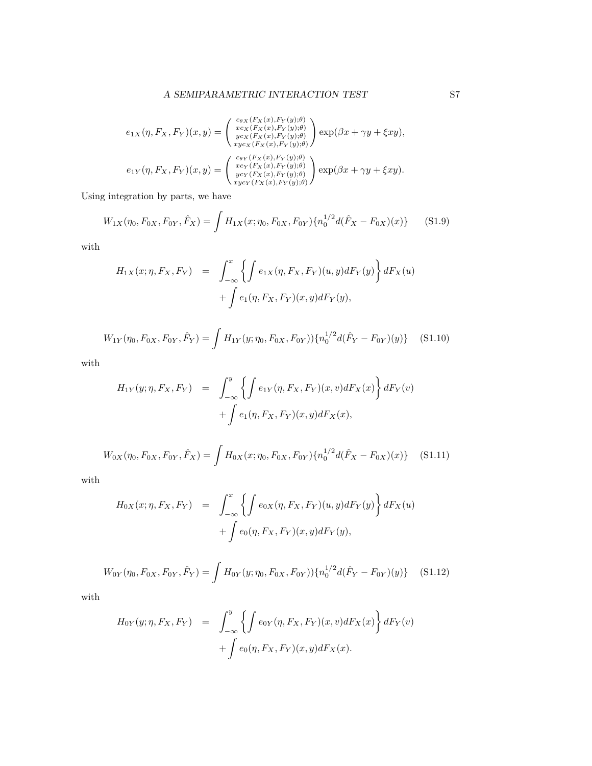$$e_{1X}(\eta, F_X, F_Y)(x,y) = \begin{pmatrix} c_{\theta X}(F_X(x),F_Y(y);\theta) \\ xc_X(F_X(x),F_Y(y);\theta) \\ yc_X(F_X(x),F_Y(y);\theta) \\ xyc_X(F_X(x),F_Y(y);\theta) \end{pmatrix} \exp(\beta x + \gamma y + \xi xy),$$

$$e_{1Y}(\eta, F_X, F_Y)(x,y) = \begin{pmatrix} c_{\theta Y}(F_X(x),F_Y(y);\theta) \\ xc_Y(F_X(x),F_Y(y);\theta) \\ yc_Y(F_X(x),F_Y(y);\theta) \\ xyc_Y(F_X(x),F_Y(y);\theta) \end{pmatrix} \exp(\beta x + \gamma y + \xi xy).$$

Using integration by parts, we have

$$W_{1X}(\eta_0, F_{0X}, F_{0Y}, \hat{F}_X) = \int H_{1X}(x; \eta_0, F_{0X}, F_{0Y})\{n_0^{1/2} d(\hat{F}_X - F_{0X})(x)\} \tag{S1.9}$$

with

$$\begin{aligned} H_{1X}(x; \eta, F_X, F_Y) &= \int_{-\infty}^{x} \left\{ \int e_{1X}(\eta, F_X, F_Y)(u,y) dF_Y(y) \right\} dF_X(u) \\ &\quad + \int e_1(\eta, F_X, F_Y)(x,y) dF_Y(y), \end{aligned}$$

$$W_{1Y}(\eta_0, F_{0X}, F_{0Y}, \hat{F}_Y) = \int H_{1Y}(y; \eta_0, F_{0X}, F_{0Y}))\{n_0^{1/2} d(\hat{F}_Y - F_{0Y})(y)\} \tag{S1.10}$$

with

$$\begin{aligned} H_{1Y}(y; \eta, F_X, F_Y) &= \int_{-\infty}^{y} \left\{ \int e_{1Y}(\eta, F_X, F_Y)(x,v) dF_X(x) \right\} dF_Y(v) \\ &\quad + \int e_1(\eta, F_X, F_Y)(x,y) dF_X(x), \end{aligned}$$

$$W_{0X}(\eta_0, F_{0X}, F_{0Y}, \hat{F}_X) = \int H_{0X}(x; \eta_0, F_{0X}, F_{0Y})\{n_0^{1/2} d(\hat{F}_X - F_{0X})(x)\} \tag{S1.11}$$

with

$$\begin{aligned} H_{0X}(x; \eta, F_X, F_Y) &= \int_{-\infty}^{x} \left\{ \int e_{0X}(\eta, F_X, F_Y)(u,y) dF_Y(y) \right\} dF_X(u) \\ &\quad + \int e_0(\eta, F_X, F_Y)(x,y) dF_Y(y), \end{aligned}$$

$$W_{0Y}(\eta_0, F_{0X}, F_{0Y}, \hat{F}_Y) = \int H_{0Y}(y; \eta_0, F_{0X}, F_{0Y}))\{n_0^{1/2} d(\hat{F}_Y - F_{0Y})(y)\} \tag{S1.12}$$

with

$$\begin{aligned} H_{0Y}(y; \eta, F_X, F_Y) &= \int_{-\infty}^{y} \left\{ \int e_{0Y}(\eta, F_X, F_Y)(x,v) dF_X(x) \right\} dF_Y(v) \\ &\quad + \int e_0(\eta, F_X, F_Y)(x,y) dF_X(x). \end{aligned}$$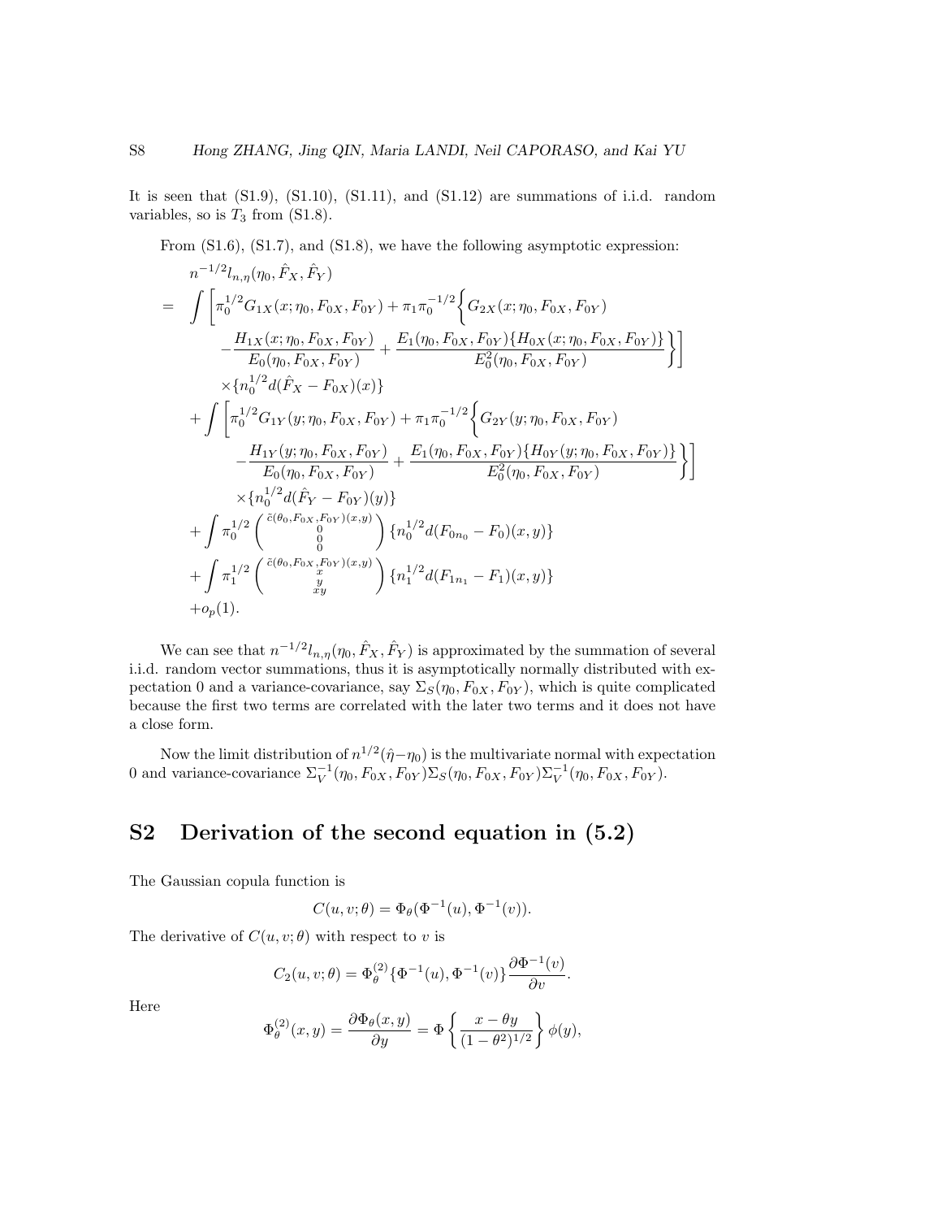It is seen that (S1.9), (S1.10), (S1.11), and (S1.12) are summations of i.i.d. random variables, so is $T_3$ from (S1.8).

From (S1.6), (S1.7), and (S1.8), we have the following asymptotic expression:

$$
\begin{aligned}
& n^{-1/2} l_{n,\eta}(\eta_0, \hat{F}_X, \hat{F}_Y) \\
= & \int \Bigg[ \pi_0^{1/2} G_{1X}(x; \eta_0, F_{0X}, F_{0Y}) + \pi_1 \pi_0^{-1/2} \Bigg\{ G_{2X}(x; \eta_0, F_{0X}, F_{0Y}) \\
& \quad - \frac{H_{1X}(x; \eta_0, F_{0X}, F_{0Y})}{E_0(\eta_0, F_{0X}, F_{0Y})} + \frac{E_1(\eta_0, F_{0X}, F_{0Y}) \{H_{0X}(x; \eta_0, F_{0X}, F_{0Y})\}}{E_0^2(\eta_0, F_{0X}, F_{0Y})} \Bigg\} \Bigg] \\
& \quad \times \{ n_0^{1/2} d(\hat{F}_X - F_{0X})(x) \} \\
& + \int \Bigg[ \pi_0^{1/2} G_{1Y}(y; \eta_0, F_{0X}, F_{0Y}) + \pi_1 \pi_0^{-1/2} \Bigg\{ G_{2Y}(y; \eta_0, F_{0X}, F_{0Y}) \\
& \quad - \frac{H_{1Y}(y; \eta_0, F_{0X}, F_{0Y})}{E_0(\eta_0, F_{0X}, F_{0Y})} + \frac{E_1(\eta_0, F_{0X}, F_{0Y}) \{H_{0Y}(y; \eta_0, F_{0X}, F_{0Y})\}}{E_0^2(\eta_0, F_{0X}, F_{0Y})} \Bigg\} \Bigg] \\
& \quad \times \{ n_0^{1/2} d(\hat{F}_Y - F_{0Y})(y) \} \\
& + \int \pi_0^{1/2} \begin{pmatrix} \tilde{c}(\theta_0, F_{0X}, F_{0Y})(x,y) \\ 0 \\ 0 \\ 0 \end{pmatrix} \{ n_0^{1/2} d(F_{0n_0} - F_0)(x,y) \} \\
& + \int \pi_1^{1/2} \begin{pmatrix} \tilde{c}(\theta_0, F_{0X}, F_{0Y})(x,y) \\ x \\ y \\ xy \end{pmatrix} \{ n_1^{1/2} d(F_{1n_1} - F_1)(x,y) \} \\
& + o_p(1).
\end{aligned}
$$

We can see that $n^{-1/2} l_{n,\eta}(\eta_0, \hat{F}_X, \hat{F}_Y)$ is approximated by the summation of several i.i.d. random vector summations, thus it is asymptotically normally distributed with expectation 0 and a variance-covariance, say $\Sigma_S(\eta_0, F_{0X}, F_{0Y})$, which is quite complicated because the first two terms are correlated with the later two terms and it does not have a close form.

Now the limit distribution of $n^{1/2}(\hat{\eta} - \eta_0)$ is the multivariate normal with expectation 0 and variance-covariance $\Sigma_V^{-1}(\eta_0, F_{0X}, F_{0Y}) \Sigma_S(\eta_0, F_{0X}, F_{0Y}) \Sigma_V^{-1}(\eta_0, F_{0X}, F_{0Y})$.

## S2 Derivation of the second equation in (5.2)

The Gaussian copula function is

$$C(u, v; \theta) = \Phi_\theta(\Phi^{-1}(u), \Phi^{-1}(v)).$$

The derivative of $C(u, v; \theta)$ with respect to $v$ is

$$C_2(u, v; \theta) = \Phi_\theta^{(2)} \{ \Phi^{-1}(u), \Phi^{-1}(v) \} \frac{\partial \Phi^{-1}(v)}{\partial v}.$$

Here

$$\Phi_\theta^{(2)}(x, y) = \frac{\partial \Phi_\theta(x, y)}{\partial y} = \Phi \left\{ \frac{x - \theta y}{(1 - \theta^2)^{1/2}} \right\} \phi(y),$$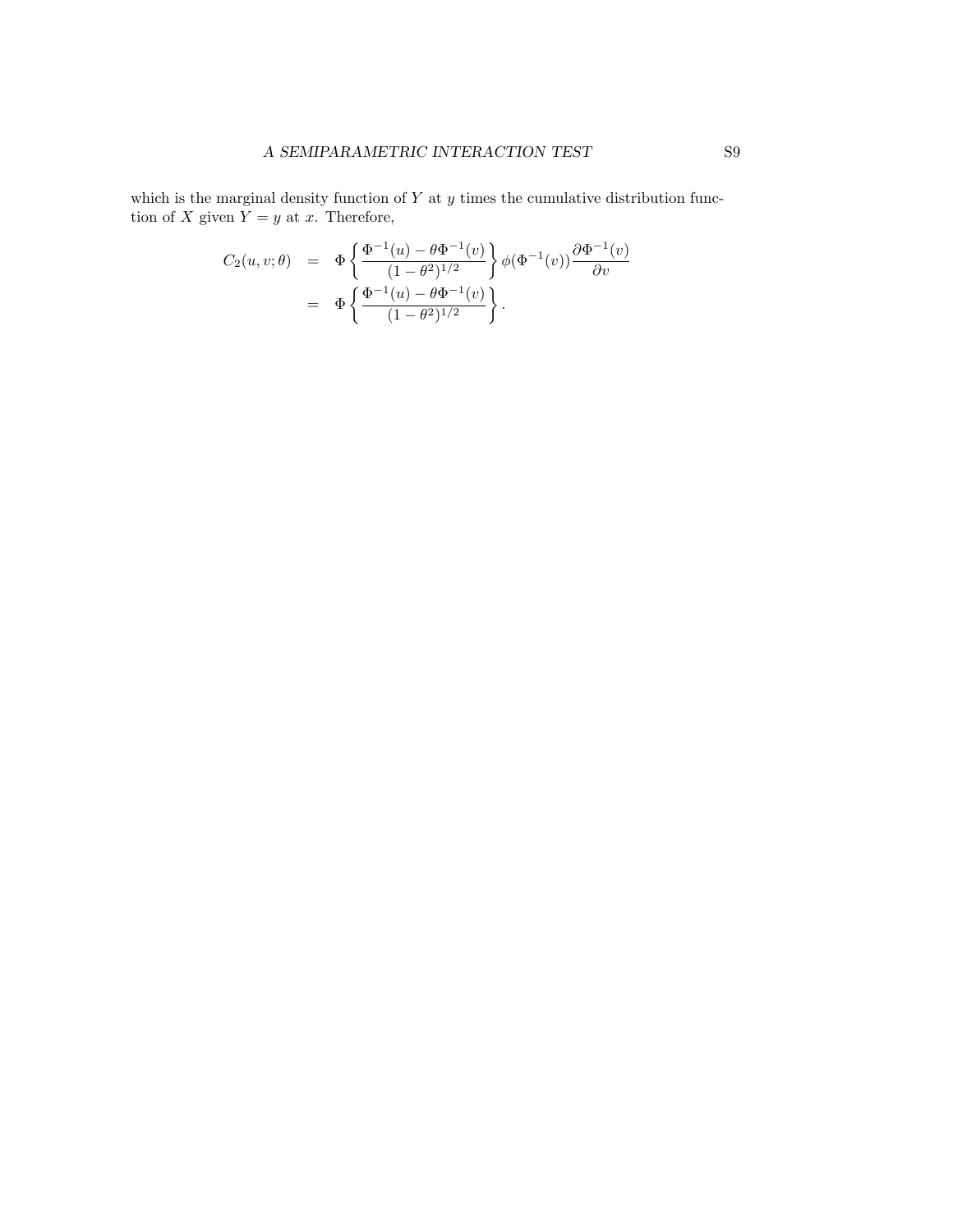which is the marginal density function of $Y$ at $y$ times the cumulative distribution function of $X$ given $Y = y$ at $x$. Therefore,

$$
\begin{aligned}
C_2(u, v; \theta) &= \Phi\left\{ \frac{\Phi^{-1}(u) - \theta \Phi^{-1}(v)}{(1-\theta^2)^{1/2}} \right\} \phi(\Phi^{-1}(v)) \frac{\partial \Phi^{-1}(v)}{\partial v} \\
&= \Phi\left\{ \frac{\Phi^{-1}(u) - \theta \Phi^{-1}(v)}{(1-\theta^2)^{1/2}} \right\}.
\end{aligned}
$$